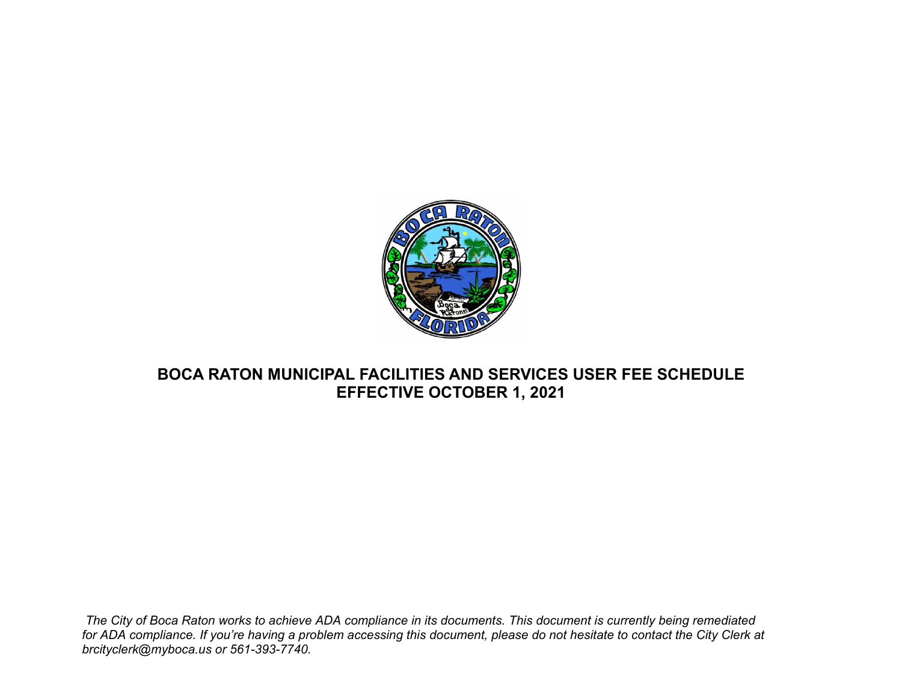# BOCA RATON MUNICIPAL FACILITIES AND SERVICES USER FEE SCHEDULE
# EFFECTIVE OCTOBER 1, 2021

*The City of Boca Raton works to achieve ADA compliance in its documents. This document is currently being remediated for ADA compliance. If you're having a problem accessing this document, please do not hesitate to contact the City Clerk at brcityclerk@myboca.us or 561-393-7740.*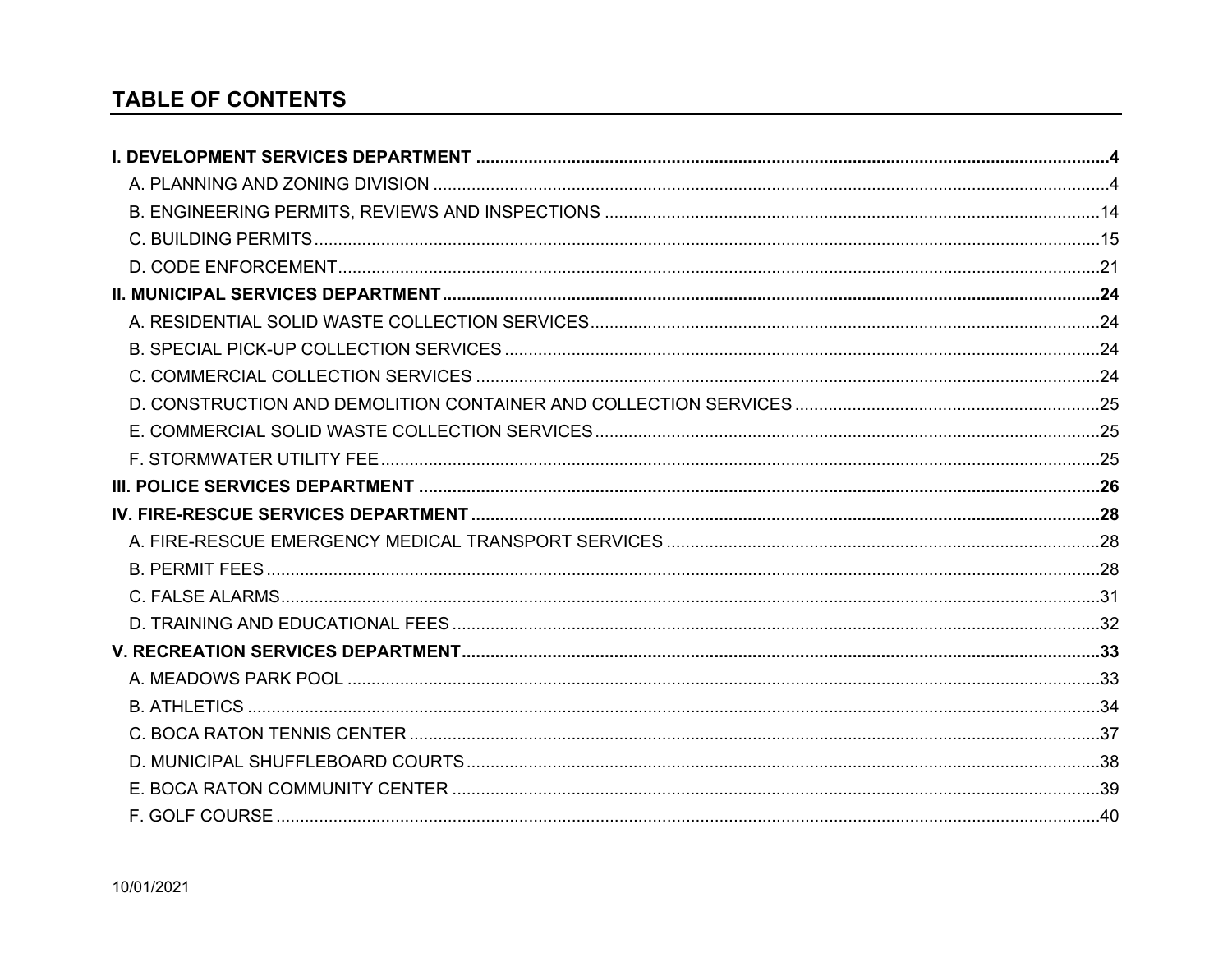# TABLE OF CONTENTS

**I. DEVELOPMENT SERVICES DEPARTMENT .... 4**

A. PLANNING AND ZONING DIVISION .... 4

B. ENGINEERING PERMITS, REVIEWS AND INSPECTIONS .... 14

C. BUILDING PERMITS .... 15

D. CODE ENFORCEMENT .... 21

**II. MUNICIPAL SERVICES DEPARTMENT .... 24**

A. RESIDENTIAL SOLID WASTE COLLECTION SERVICES .... 24

B. SPECIAL PICK-UP COLLECTION SERVICES .... 24

C. COMMERCIAL COLLECTION SERVICES .... 24

D. CONSTRUCTION AND DEMOLITION CONTAINER AND COLLECTION SERVICES .... 25

E. COMMERCIAL SOLID WASTE COLLECTION SERVICES .... 25

F. STORMWATER UTILITY FEE .... 25

**III. POLICE SERVICES DEPARTMENT .... 26**

**IV. FIRE-RESCUE SERVICES DEPARTMENT .... 28**

A. FIRE-RESCUE EMERGENCY MEDICAL TRANSPORT SERVICES .... 28

B. PERMIT FEES .... 28

C. FALSE ALARMS .... 31

D. TRAINING AND EDUCATIONAL FEES .... 32

**V. RECREATION SERVICES DEPARTMENT .... 33**

A. MEADOWS PARK POOL .... 33

B. ATHLETICS .... 34

C. BOCA RATON TENNIS CENTER .... 37

D. MUNICIPAL SHUFFLEBOARD COURTS .... 38

E. BOCA RATON COMMUNITY CENTER .... 39

F. GOLF COURSE .... 40

10/01/2021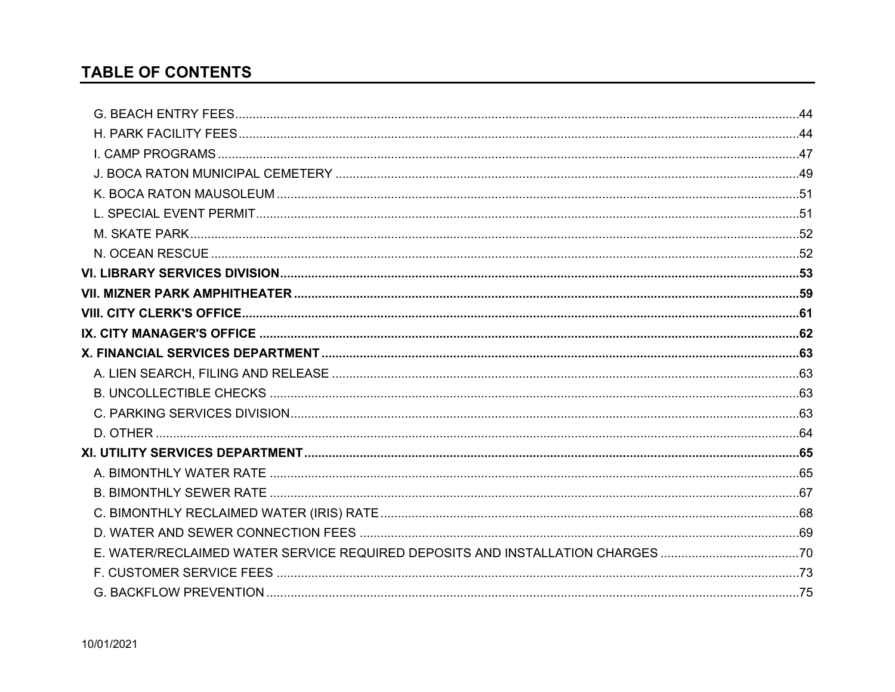## TABLE OF CONTENTS

G. BEACH ENTRY FEES ..... 44
H. PARK FACILITY FEES ..... 44
I. CAMP PROGRAMS ..... 47
J. BOCA RATON MUNICIPAL CEMETERY ..... 49
K. BOCA RATON MAUSOLEUM ..... 51
L. SPECIAL EVENT PERMIT ..... 51
M. SKATE PARK ..... 52
N. OCEAN RESCUE ..... 52
**VI. LIBRARY SERVICES DIVISION ..... 53**
**VII. MIZNER PARK AMPHITHEATER ..... 59**
**VIII. CITY CLERK'S OFFICE ..... 61**
**IX. CITY MANAGER'S OFFICE ..... 62**
**X. FINANCIAL SERVICES DEPARTMENT ..... 63**
A. LIEN SEARCH, FILING AND RELEASE ..... 63
B. UNCOLLECTIBLE CHECKS ..... 63
C. PARKING SERVICES DIVISION ..... 63
D. OTHER ..... 64
**XI. UTILITY SERVICES DEPARTMENT ..... 65**
A. BIMONTHLY WATER RATE ..... 65
B. BIMONTHLY SEWER RATE ..... 67
C. BIMONTHLY RECLAIMED WATER (IRIS) RATE ..... 68
D. WATER AND SEWER CONNECTION FEES ..... 69
E. WATER/RECLAIMED WATER SERVICE REQUIRED DEPOSITS AND INSTALLATION CHARGES ..... 70
F. CUSTOMER SERVICE FEES ..... 73
G. BACKFLOW PREVENTION ..... 75

10/01/2021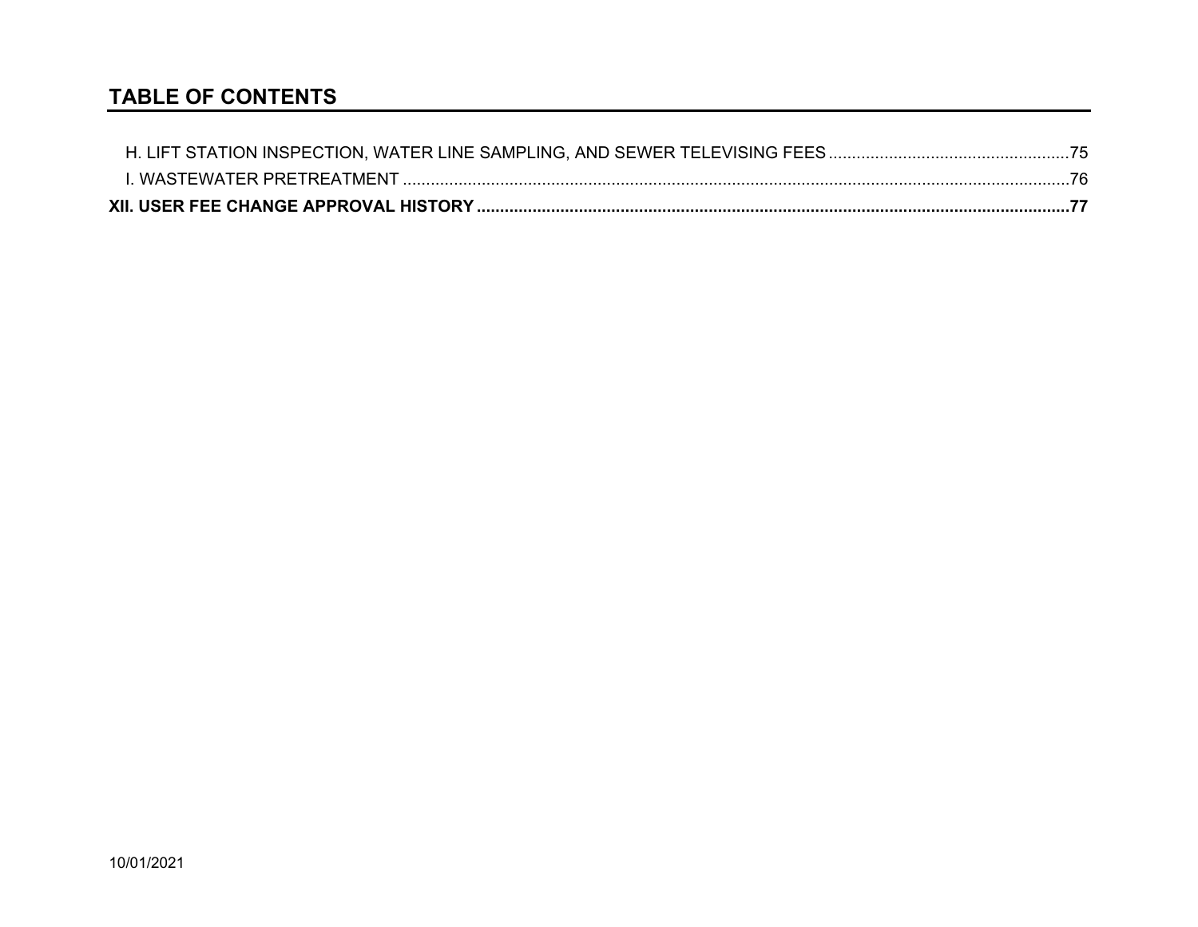## TABLE OF CONTENTS

H. LIFT STATION INSPECTION, WATER LINE SAMPLING, AND SEWER TELEVISING FEES ....................................................75

I. WASTEWATER PRETREATMENT ....................................................................................................................................76

**XII. USER FEE CHANGE APPROVAL HISTORY ................................................................................................................77**

10/01/2021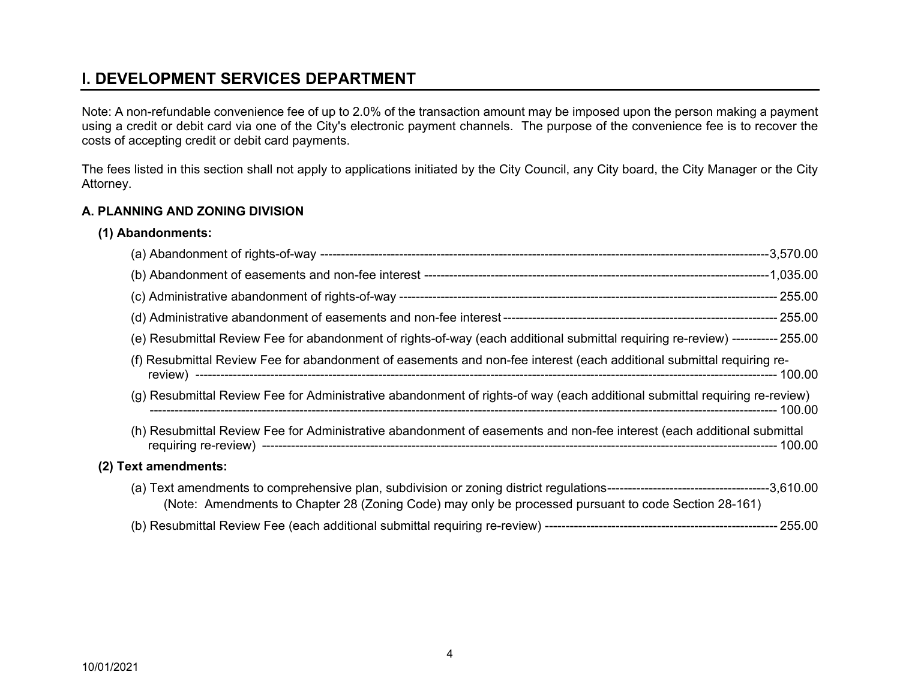## I. DEVELOPMENT SERVICES DEPARTMENT

Note: A non-refundable convenience fee of up to 2.0% of the transaction amount may be imposed upon the person making a payment using a credit or debit card via one of the City's electronic payment channels. The purpose of the convenience fee is to recover the costs of accepting credit or debit card payments.

The fees listed in this section shall not apply to applications initiated by the City Council, any City board, the City Manager or the City Attorney.

### A. PLANNING AND ZONING DIVISION

**(1) Abandonments:**

(a) Abandonment of rights-of-way ---------------------------------------------------------------------------------------------------------3,570.00

(b) Abandonment of easements and non-fee interest -------------------------------------------------------------------------------1,035.00

(c) Administrative abandonment of rights-of-way ------------------------------------------------------------------------------------- 255.00

(d) Administrative abandonment of easements and non-fee interest ---------------------------------------------------------------- 255.00

(e) Resubmittal Review Fee for abandonment of rights-of-way (each additional submittal requiring re-review) ---------- 255.00

(f) Resubmittal Review Fee for abandonment of easements and non-fee interest (each additional submittal requiring re-review) ------------------------------------------------------------------------------------------------------------------------------------ 100.00

(g) Resubmittal Review Fee for Administrative abandonment of rights-of way (each additional submittal requiring re-review) ---------------------------------------------------------------------------------------------------------------------------------------------- 100.00

(h) Resubmittal Review Fee for Administrative abandonment of easements and non-fee interest (each additional submittal requiring re-review) ------------------------------------------------------------------------------------------------------------------- 100.00

**(2) Text amendments:**

(a) Text amendments to comprehensive plan, subdivision or zoning district regulations--------------------------------------3,610.00
(Note: Amendments to Chapter 28 (Zoning Code) may only be processed pursuant to code Section 28-161)

(b) Resubmittal Review Fee (each additional submittal requiring re-review) ------------------------------------------------------- 255.00

10/01/2021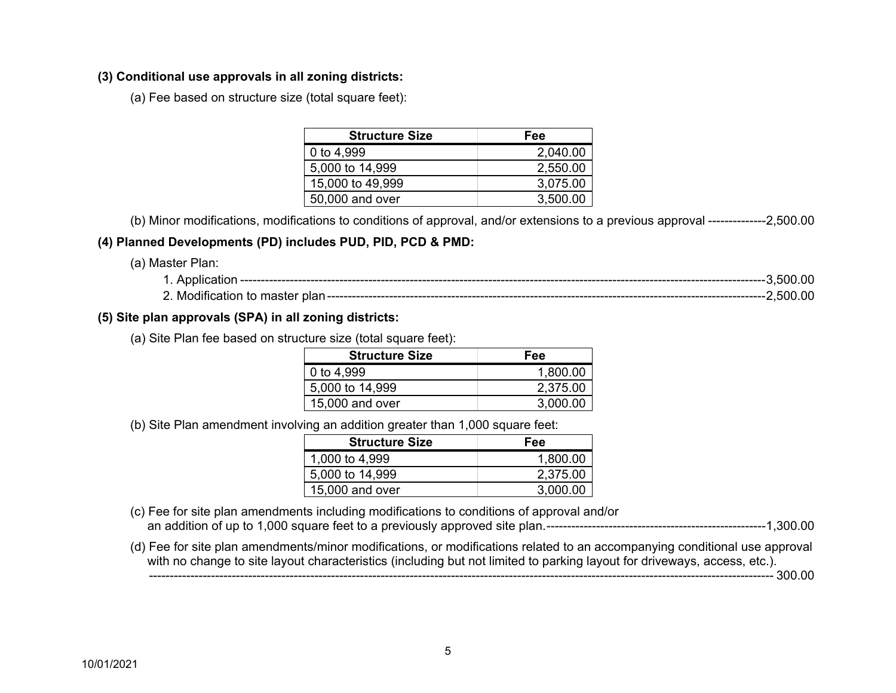**(3) Conditional use approvals in all zoning districts:**

(a) Fee based on structure size (total square feet):

| Structure Size | Fee |
|---|---|
| 0 to 4,999 | 2,040.00 |
| 5,000 to 14,999 | 2,550.00 |
| 15,000 to 49,999 | 3,075.00 |
| 50,000 and over | 3,500.00 |

(b) Minor modifications, modifications to conditions of approval, and/or extensions to a previous approval -------------2,500.00

**(4) Planned Developments (PD) includes PUD, PID, PCD & PMD:**

(a) Master Plan:

1. Application ------------------------------------------------------------------------------------------------------------------------3,500.00
2. Modification to master plan ---------------------------------------------------------------------------------------------------2,500.00

**(5) Site plan approvals (SPA) in all zoning districts:**

(a) Site Plan fee based on structure size (total square feet):

| Structure Size | Fee |
|---|---|
| 0 to 4,999 | 1,800.00 |
| 5,000 to 14,999 | 2,375.00 |
| 15,000 and over | 3,000.00 |

(b) Site Plan amendment involving an addition greater than 1,000 square feet:

| Structure Size | Fee |
|---|---|
| 1,000 to 4,999 | 1,800.00 |
| 5,000 to 14,999 | 2,375.00 |
| 15,000 and over | 3,000.00 |

(c) Fee for site plan amendments including modifications to conditions of approval and/or an addition of up to 1,000 square feet to a previously approved site plan.-----------------------------------------------------1,300.00

(d) Fee for site plan amendments/minor modifications, or modifications related to an accompanying conditional use approval with no change to site layout characteristics (including but not limited to parking layout for driveways, access, etc.). -------------------------------------------------------------------------------------------------------------------------------------------------- 300.00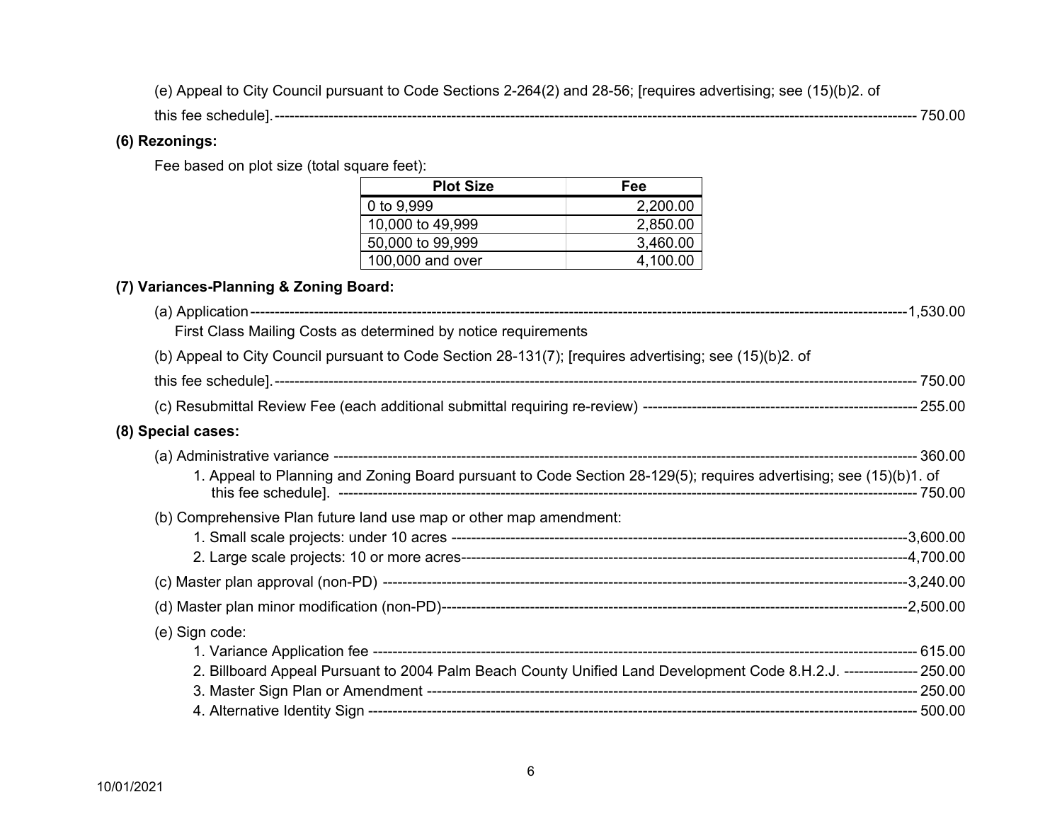(e) Appeal to City Council pursuant to Code Sections 2-264(2) and 28-56; [requires advertising; see (15)(b)2. of this fee schedule].------------------------------------------------------------------------------------------------------------------------------ 750.00

**(6) Rezonings:**

Fee based on plot size (total square feet):

| Plot Size | Fee |
|---|---|
| 0 to 9,999 | 2,200.00 |
| 10,000 to 49,999 | 2,850.00 |
| 50,000 to 99,999 | 3,460.00 |
| 100,000 and over | 4,100.00 |

**(7) Variances-Planning & Zoning Board:**

(a) Application-----------------------------------------------------------------------------------------------------------------------------1,530.00
First Class Mailing Costs as determined by notice requirements

(b) Appeal to City Council pursuant to Code Section 28-131(7); [requires advertising; see (15)(b)2. of this fee schedule].------------------------------------------------------------------------------------------------------------------------------ 750.00

(c) Resubmittal Review Fee (each additional submittal requiring re-review) ------------------------------------------------------- 255.00

**(8) Special cases:**

(a) Administrative variance ------------------------------------------------------------------------------------------------------------------ 360.00

1. Appeal to Planning and Zoning Board pursuant to Code Section 28-129(5); requires advertising; see (15)(b)1. of this fee schedule]. ------------------------------------------------------------------------------------------------------------------- 750.00

(b) Comprehensive Plan future land use map or other map amendment:

1. Small scale projects: under 10 acres ----------------------------------------------------------------------------------------------3,600.00
2. Large scale projects: 10 or more acres---------------------------------------------------------------------------------------------4,700.00

(c) Master plan approval (non-PD) ---------------------------------------------------------------------------------------------------------3,240.00

(d) Master plan minor modification (non-PD)---------------------------------------------------------------------------------------------2,500.00

(e) Sign code:

1. Variance Application fee ------------------------------------------------------------------------------------------------------------- 615.00
2. Billboard Appeal Pursuant to 2004 Palm Beach County Unified Land Development Code 8.H.2.J. --------------- 250.00
3. Master Sign Plan or Amendment ----------------------------------------------------------------------------------------------- 250.00
4. Alternative Identity Sign ---------------------------------------------------------------------------------------------------------- 500.00

10/01/2021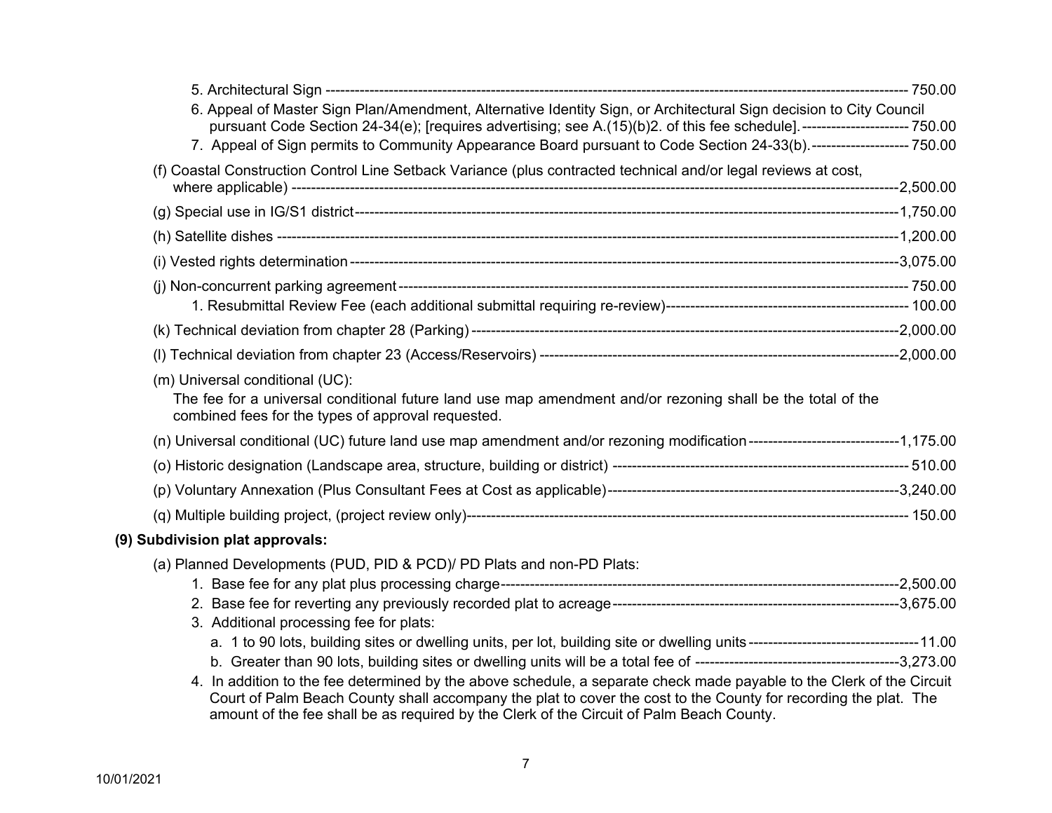5. Architectural Sign ---------------------------------------------------------------------------------------------------------------------- 750.00

6. Appeal of Master Sign Plan/Amendment, Alternative Identity Sign, or Architectural Sign decision to City Council pursuant Code Section 24-34(e); [requires advertising; see A.(15)(b)2. of this fee schedule].---------------------- 750.00

7. Appeal of Sign permits to Community Appearance Board pursuant to Code Section 24-33(b).-------------------- 750.00

(f) Coastal Construction Control Line Setback Variance (plus contracted technical and/or legal reviews at cost, where applicable) ---------------------------------------------------------------------------------------------------------------------2,500.00

(g) Special use in IG/S1 district---------------------------------------------------------------------------------------------------------1,750.00

(h) Satellite dishes ---------------------------------------------------------------------------------------------------------------------1,200.00

(i) Vested rights determination ------------------------------------------------------------------------------------------------------3,075.00

(j) Non-concurrent parking agreement -------------------------------------------------------------------------------------------- 750.00

1. Resubmittal Review Fee (each additional submittal requiring re-review)------------------------------------------------- 100.00

(k) Technical deviation from chapter 28 (Parking) -----------------------------------------------------------------------------------2,000.00

(l) Technical deviation from chapter 23 (Access/Reservoirs) ------------------------------------------------------------------------2,000.00

(m) Universal conditional (UC):

The fee for a universal conditional future land use map amendment and/or rezoning shall be the total of the combined fees for the types of approval requested.

(n) Universal conditional (UC) future land use map amendment and/or rezoning modification -------------------------------1,175.00

(o) Historic designation (Landscape area, structure, building or district) ------------------------------------------------------------ 510.00

(p) Voluntary Annexation (Plus Consultant Fees at Cost as applicable)------------------------------------------------------------3,240.00

(q) Multiple building project, (project review only)------------------------------------------------------------------------------------ 150.00

**(9) Subdivision plat approvals:**

(a) Planned Developments (PUD, PID & PCD)/ PD Plats and non-PD Plats:

1. Base fee for any plat plus processing charge---------------------------------------------------------------------------------2,500.00
2. Base fee for reverting any previously recorded plat to acreage----------------------------------------------------------3,675.00
3. Additional processing fee for plats:
   a. 1 to 90 lots, building sites or dwelling units, per lot, building site or dwelling units-----------------------------------11.00
   b. Greater than 90 lots, building sites or dwelling units will be a total fee of -----------------------------------------3,273.00
4. In addition to the fee determined by the above schedule, a separate check made payable to the Clerk of the Circuit Court of Palm Beach County shall accompany the plat to cover the cost to the County for recording the plat. The amount of the fee shall be as required by the Clerk of the Circuit of Palm Beach County.

10/01/2021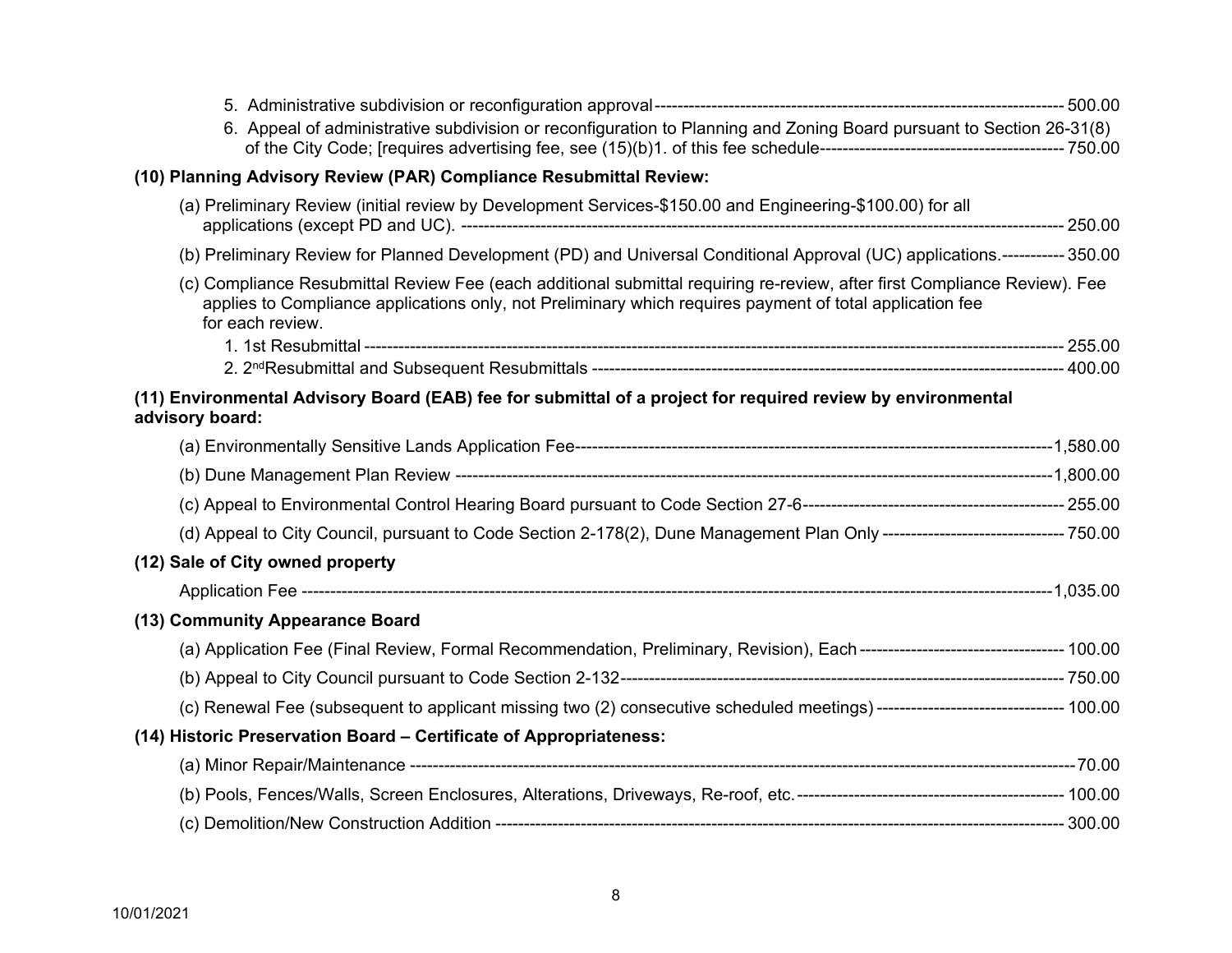5. Administrative subdivision or reconfiguration approval ---------- 500.00
6. Appeal of administrative subdivision or reconfiguration to Planning and Zoning Board pursuant to Section 26-31(8) of the City Code; [requires advertising fee, see (15)(b)1. of this fee schedule ---------- 750.00

**(10) Planning Advisory Review (PAR) Compliance Resubmittal Review:**

(a) Preliminary Review (initial review by Development Services-$150.00 and Engineering-$100.00) for all applications (except PD and UC). ---------- 250.00

(b) Preliminary Review for Planned Development (PD) and Universal Conditional Approval (UC) applications. ---------- 350.00

(c) Compliance Resubmittal Review Fee (each additional submittal requiring re-review, after first Compliance Review). Fee applies to Compliance applications only, not Preliminary which requires payment of total application fee for each review.

1. 1st Resubmittal ---------- 255.00
2. 2nd Resubmittal and Subsequent Resubmittals ---------- 400.00

**(11) Environmental Advisory Board (EAB) fee for submittal of a project for required review by environmental advisory board:**

(a) Environmentally Sensitive Lands Application Fee ---------- 1,580.00

(b) Dune Management Plan Review ---------- 1,800.00

(c) Appeal to Environmental Control Hearing Board pursuant to Code Section 27-6 ---------- 255.00

(d) Appeal to City Council, pursuant to Code Section 2-178(2), Dune Management Plan Only ---------- 750.00

**(12) Sale of City owned property**

Application Fee ---------- 1,035.00

**(13) Community Appearance Board**

(a) Application Fee (Final Review, Formal Recommendation, Preliminary, Revision), Each ---------- 100.00

(b) Appeal to City Council pursuant to Code Section 2-132 ---------- 750.00

(c) Renewal Fee (subsequent to applicant missing two (2) consecutive scheduled meetings) ---------- 100.00

**(14) Historic Preservation Board – Certificate of Appropriateness:**

(a) Minor Repair/Maintenance ---------- 70.00

(b) Pools, Fences/Walls, Screen Enclosures, Alterations, Driveways, Re-roof, etc. ---------- 100.00

(c) Demolition/New Construction Addition ---------- 300.00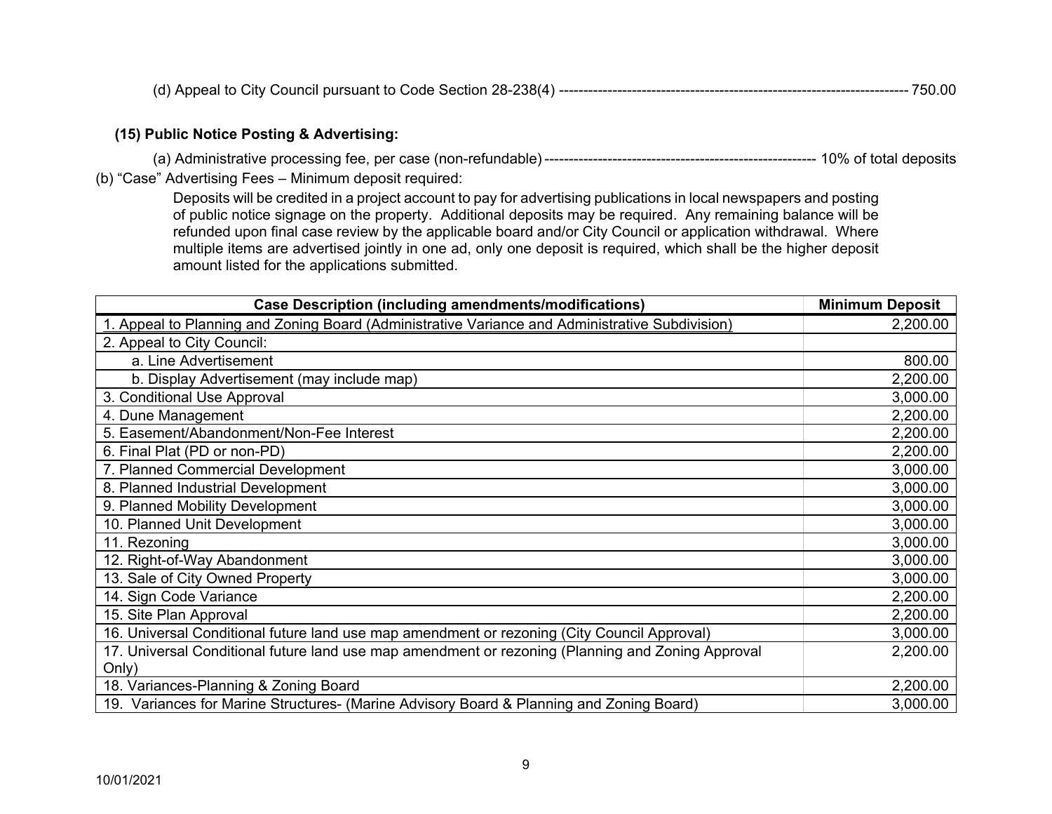(d) Appeal to City Council pursuant to Code Section 28-238(4) ---------------------------------------------------------------------- 750.00

**(15) Public Notice Posting & Advertising:**

(a) Administrative processing fee, per case (non-refundable) ------------------------------------------------------- 10% of total deposits

(b) "Case" Advertising Fees – Minimum deposit required:

Deposits will be credited in a project account to pay for advertising publications in local newspapers and posting of public notice signage on the property. Additional deposits may be required. Any remaining balance will be refunded upon final case review by the applicable board and/or City Council or application withdrawal. Where multiple items are advertised jointly in one ad, only one deposit is required, which shall be the higher deposit amount listed for the applications submitted.

| Case Description (including amendments/modifications) | Minimum Deposit |
|---|---|
| 1. Appeal to Planning and Zoning Board (Administrative Variance and Administrative Subdivision) | 2,200.00 |
| 2. Appeal to City Council: | |
| a. Line Advertisement | 800.00 |
| b. Display Advertisement (may include map) | 2,200.00 |
| 3. Conditional Use Approval | 3,000.00 |
| 4. Dune Management | 2,200.00 |
| 5. Easement/Abandonment/Non-Fee Interest | 2,200.00 |
| 6. Final Plat (PD or non-PD) | 2,200.00 |
| 7. Planned Commercial Development | 3,000.00 |
| 8. Planned Industrial Development | 3,000.00 |
| 9. Planned Mobility Development | 3,000.00 |
| 10. Planned Unit Development | 3,000.00 |
| 11. Rezoning | 3,000.00 |
| 12. Right-of-Way Abandonment | 3,000.00 |
| 13. Sale of City Owned Property | 3,000.00 |
| 14. Sign Code Variance | 2,200.00 |
| 15. Site Plan Approval | 2,200.00 |
| 16. Universal Conditional future land use map amendment or rezoning (City Council Approval) | 3,000.00 |
| 17. Universal Conditional future land use map amendment or rezoning (Planning and Zoning Approval Only) | 2,200.00 |
| 18. Variances-Planning & Zoning Board | 2,200.00 |
| 19. Variances for Marine Structures- (Marine Advisory Board & Planning and Zoning Board) | 3,000.00 |

10/01/2021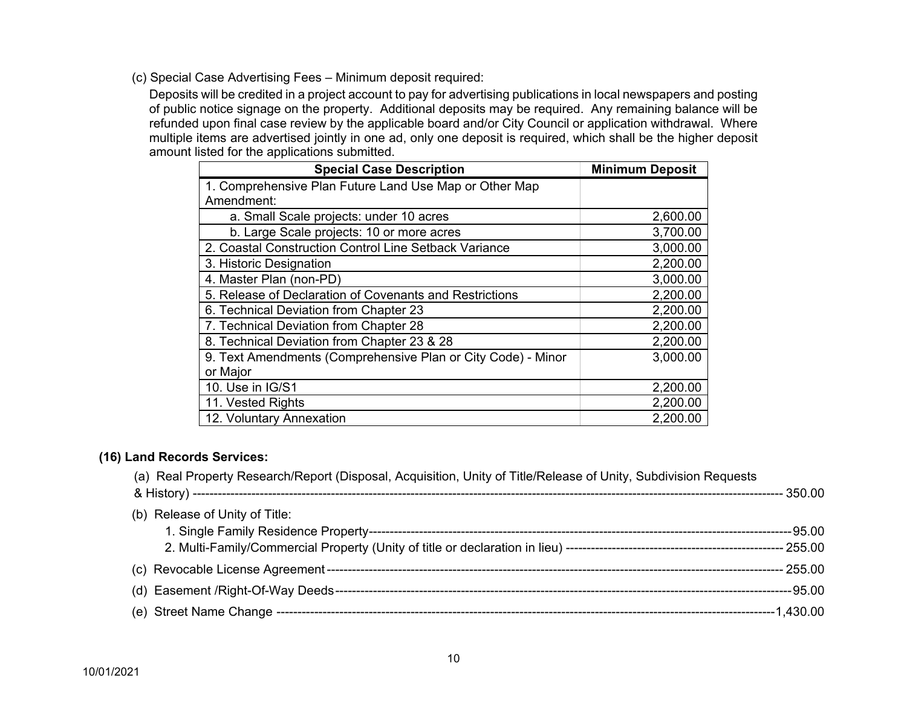(c) Special Case Advertising Fees – Minimum deposit required:

Deposits will be credited in a project account to pay for advertising publications in local newspapers and posting of public notice signage on the property. Additional deposits may be required. Any remaining balance will be refunded upon final case review by the applicable board and/or City Council or application withdrawal. Where multiple items are advertised jointly in one ad, only one deposit is required, which shall be the higher deposit amount listed for the applications submitted.

| Special Case Description | Minimum Deposit |
|---|---|
| 1. Comprehensive Plan Future Land Use Map or Other Map Amendment: | |
| a. Small Scale projects: under 10 acres | 2,600.00 |
| b. Large Scale projects: 10 or more acres | 3,700.00 |
| 2. Coastal Construction Control Line Setback Variance | 3,000.00 |
| 3. Historic Designation | 2,200.00 |
| 4. Master Plan (non-PD) | 3,000.00 |
| 5. Release of Declaration of Covenants and Restrictions | 2,200.00 |
| 6. Technical Deviation from Chapter 23 | 2,200.00 |
| 7. Technical Deviation from Chapter 28 | 2,200.00 |
| 8. Technical Deviation from Chapter 23 & 28 | 2,200.00 |
| 9. Text Amendments (Comprehensive Plan or City Code) - Minor or Major | 3,000.00 |
| 10. Use in IG/S1 | 2,200.00 |
| 11. Vested Rights | 2,200.00 |
| 12. Voluntary Annexation | 2,200.00 |

**(16) Land Records Services:**

(a) Real Property Research/Report (Disposal, Acquisition, Unity of Title/Release of Unity, Subdivision Requests & History) -------------------- 350.00

(b) Release of Unity of Title:

1. Single Family Residence Property-------------------- 95.00
2. Multi-Family/Commercial Property (Unity of title or declaration in lieu) -------------------- 255.00

(c) Revocable License Agreement -------------------- 255.00

(d) Easement /Right-Of-Way Deeds -------------------- 95.00

(e) Street Name Change -------------------- 1,430.00

10/01/2021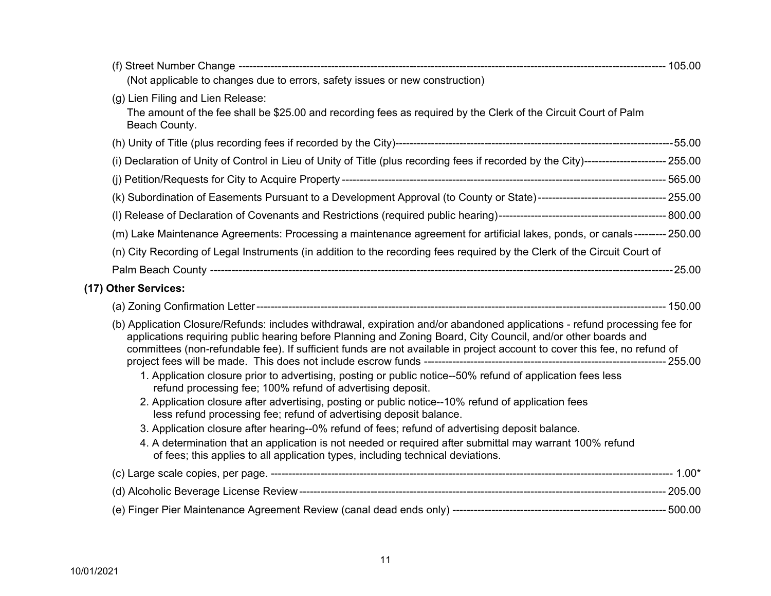(f) Street Number Change ---------------------------------------------------------------------------------------------------------------------- 105.00
(Not applicable to changes due to errors, safety issues or new construction)

(g) Lien Filing and Lien Release:
The amount of the fee shall be $25.00 and recording fees as required by the Clerk of the Circuit Court of Palm Beach County.

(h) Unity of Title (plus recording fees if recorded by the City)-------------------------------------------------------------------------------55.00

(i) Declaration of Unity of Control in Lieu of Unity of Title (plus recording fees if recorded by the City)----------------------- 255.00

(j) Petition/Requests for City to Acquire Property ------------------------------------------------------------------------------------------ 565.00

(k) Subordination of Easements Pursuant to a Development Approval (to County or State) ------------------------------------ 255.00

(l) Release of Declaration of Covenants and Restrictions (required public hearing) ------------------------------------------------ 800.00

(m) Lake Maintenance Agreements: Processing a maintenance agreement for artificial lakes, ponds, or canals --------- 250.00

(n) City Recording of Legal Instruments (in addition to the recording fees required by the Clerk of the Circuit Court of Palm Beach County ---------------------------------------------------------------------------------------------------------------------------25.00

**(17) Other Services:**

(a) Zoning Confirmation Letter ------------------------------------------------------------------------------------------------------------- 150.00

(b) Application Closure/Refunds: includes withdrawal, expiration and/or abandoned applications - refund processing fee for applications requiring public hearing before Planning and Zoning Board, City Council, and/or other boards and committees (non-refundable fee). If sufficient funds are not available in project account to cover this fee, no refund of project fees will be made. This does not include escrow funds --------------------------------------------------------------------- 255.00

1. Application closure prior to advertising, posting or public notice--50% refund of application fees less refund processing fee; 100% refund of advertising deposit.
2. Application closure after advertising, posting or public notice--10% refund of application fees less refund processing fee; refund of advertising deposit balance.
3. Application closure after hearing--0% refund of fees; refund of advertising deposit balance.
4. A determination that an application is not needed or required after submittal may warrant 100% refund of fees; this applies to all application types, including technical deviations.

(c) Large scale copies, per page. ----------------------------------------------------------------------------------------------------------- 1.00*

(d) Alcoholic Beverage License Review ------------------------------------------------------------------------------------------------- 205.00

(e) Finger Pier Maintenance Agreement Review (canal dead ends only) ------------------------------------------------------------ 500.00

10/01/2021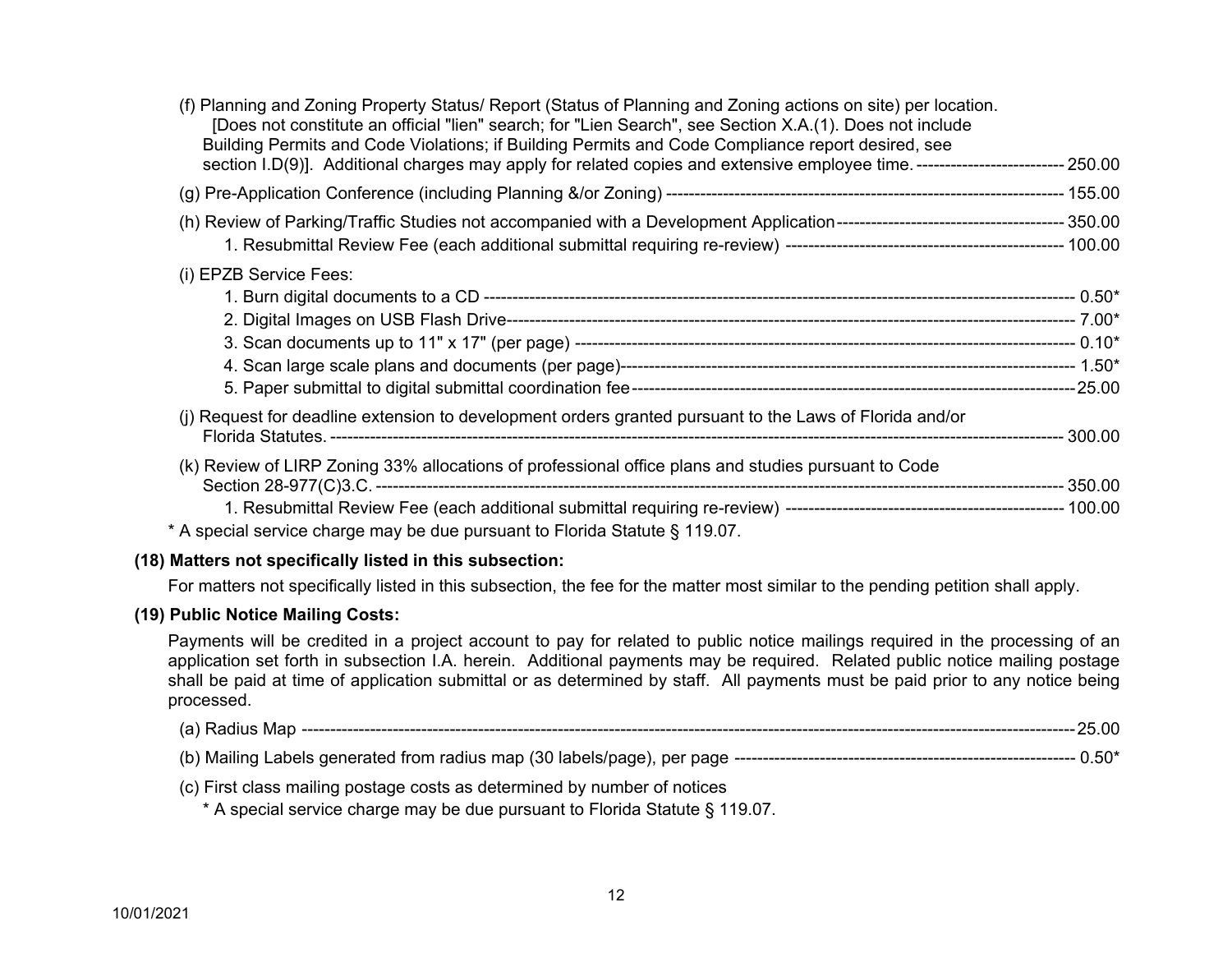(f) Planning and Zoning Property Status/ Report (Status of Planning and Zoning actions on site) per location. [Does not constitute an official "lien" search; for "Lien Search", see Section X.A.(1). Does not include Building Permits and Code Violations; if Building Permits and Code Compliance report desired, see section I.D(9)]. Additional charges may apply for related copies and extensive employee time. ---------- 250.00

(g) Pre-Application Conference (including Planning &/or Zoning) ---------- 155.00

(h) Review of Parking/Traffic Studies not accompanied with a Development Application ---------- 350.00

1. Resubmittal Review Fee (each additional submittal requiring re-review) ---------- 100.00

(i) EPZB Service Fees:

1. Burn digital documents to a CD ---------- 0.50*
2. Digital Images on USB Flash Drive ---------- 7.00*
3. Scan documents up to 11" x 17" (per page) ---------- 0.10*
4. Scan large scale plans and documents (per page) ---------- 1.50*
5. Paper submittal to digital submittal coordination fee ---------- 25.00

(j) Request for deadline extension to development orders granted pursuant to the Laws of Florida and/or Florida Statutes. ---------- 300.00

(k) Review of LIRP Zoning 33% allocations of professional office plans and studies pursuant to Code Section 28-977(C)3.C. ---------- 350.00

1. Resubmittal Review Fee (each additional submittal requiring re-review) ---------- 100.00

* A special service charge may be due pursuant to Florida Statute § 119.07.

**(18) Matters not specifically listed in this subsection:**

For matters not specifically listed in this subsection, the fee for the matter most similar to the pending petition shall apply.

**(19) Public Notice Mailing Costs:**

Payments will be credited in a project account to pay for related to public notice mailings required in the processing of an application set forth in subsection I.A. herein. Additional payments may be required. Related public notice mailing postage shall be paid at time of application submittal or as determined by staff. All payments must be paid prior to any notice being processed.

(a) Radius Map ---------- 25.00

(b) Mailing Labels generated from radius map (30 labels/page), per page ---------- 0.50*

(c) First class mailing postage costs as determined by number of notices

* A special service charge may be due pursuant to Florida Statute § 119.07.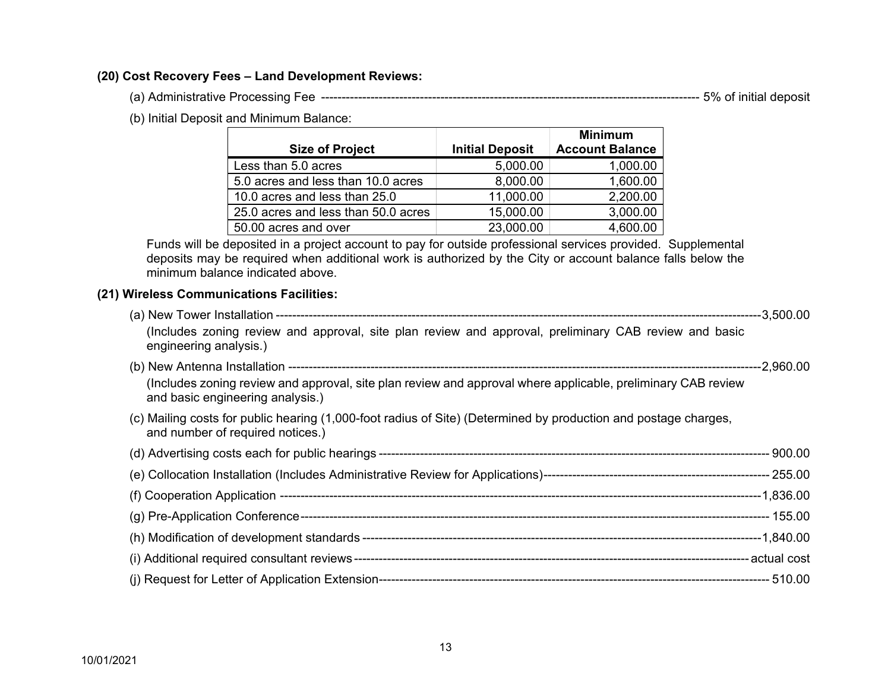**(20) Cost Recovery Fees – Land Development Reviews:**

(a) Administrative Processing Fee ---------------------------------------------------------------------------------------- 5% of initial deposit

(b) Initial Deposit and Minimum Balance:

| Size of Project | Initial Deposit | Minimum Account Balance |
|---|---|---|
| Less than 5.0 acres | 5,000.00 | 1,000.00 |
| 5.0 acres and less than 10.0 acres | 8,000.00 | 1,600.00 |
| 10.0 acres and less than 25.0 | 11,000.00 | 2,200.00 |
| 25.0 acres and less than 50.0 acres | 15,000.00 | 3,000.00 |
| 50.00 acres and over | 23,000.00 | 4,600.00 |

Funds will be deposited in a project account to pay for outside professional services provided. Supplemental deposits may be required when additional work is authorized by the City or account balance falls below the minimum balance indicated above.

**(21) Wireless Communications Facilities:**

(a) New Tower Installation ------------------------------------------------------------------------------------------------------------3,500.00
(Includes zoning review and approval, site plan review and approval, preliminary CAB review and basic engineering analysis.)

(b) New Antenna Installation ----------------------------------------------------------------------------------------------------------2,960.00
(Includes zoning review and approval, site plan review and approval where applicable, preliminary CAB review and basic engineering analysis.)

(c) Mailing costs for public hearing (1,000-foot radius of Site) (Determined by production and postage charges, and number of required notices.)

(d) Advertising costs each for public hearings ------------------------------------------------------------------------------------ 900.00

(e) Collocation Installation (Includes Administrative Review for Applications)----------------------------------------------- 255.00

(f) Cooperation Application -------------------------------------------------------------------------------------------------------1,836.00

(g) Pre-Application Conference ---------------------------------------------------------------------------------------------------- 155.00

(h) Modification of development standards ------------------------------------------------------------------------------------1,840.00

(i) Additional required consultant reviews ----------------------------------------------------------------------------------- actual cost

(j) Request for Letter of Application Extension---------------------------------------------------------------------------------- 510.00

10/01/2021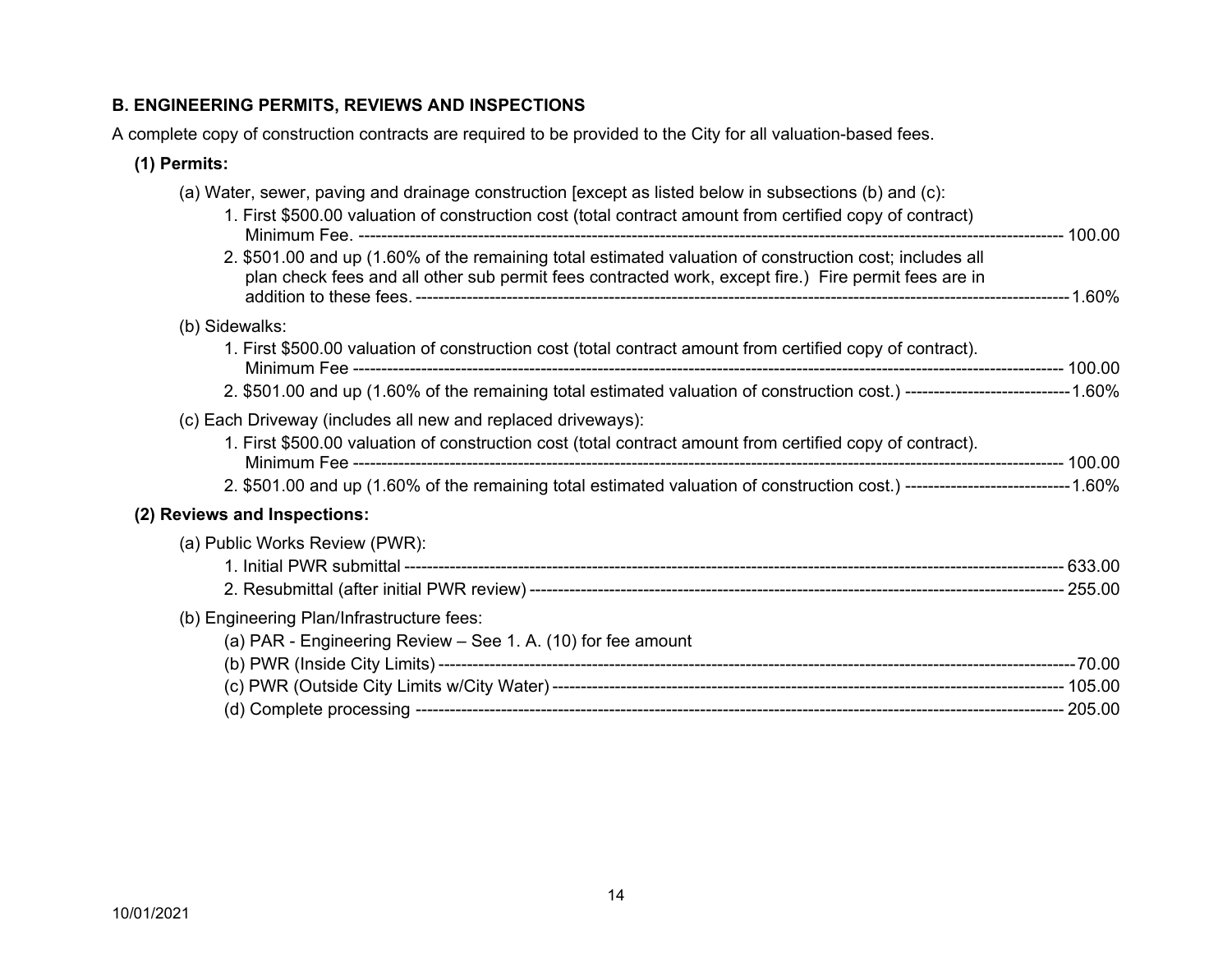### B. ENGINEERING PERMITS, REVIEWS AND INSPECTIONS

A complete copy of construction contracts are required to be provided to the City for all valuation-based fees.

**(1) Permits:**

(a) Water, sewer, paving and drainage construction [except as listed below in subsections (b) and (c):

1. First $500.00 valuation of construction cost (total contract amount from certified copy of contract) Minimum Fee. ---------- 100.00
2. $501.00 and up (1.60% of the remaining total estimated valuation of construction cost; includes all plan check fees and all other sub permit fees contracted work, except fire.) Fire permit fees are in addition to these fees. ---------- 1.60%

(b) Sidewalks:

1. First $500.00 valuation of construction cost (total contract amount from certified copy of contract). Minimum Fee ---------- 100.00
2. $501.00 and up (1.60% of the remaining total estimated valuation of construction cost.) ---------- 1.60%

(c) Each Driveway (includes all new and replaced driveways):

1. First $500.00 valuation of construction cost (total contract amount from certified copy of contract). Minimum Fee ---------- 100.00
2. $501.00 and up (1.60% of the remaining total estimated valuation of construction cost.) ---------- 1.60%

**(2) Reviews and Inspections:**

(a) Public Works Review (PWR):

1. Initial PWR submittal ---------- 633.00
2. Resubmittal (after initial PWR review) ---------- 255.00

(b) Engineering Plan/Infrastructure fees:

(a) PAR - Engineering Review – See 1. A. (10) for fee amount
(b) PWR (Inside City Limits) ---------- 70.00
(c) PWR (Outside City Limits w/City Water) ---------- 105.00
(d) Complete processing ---------- 205.00

10/01/2021